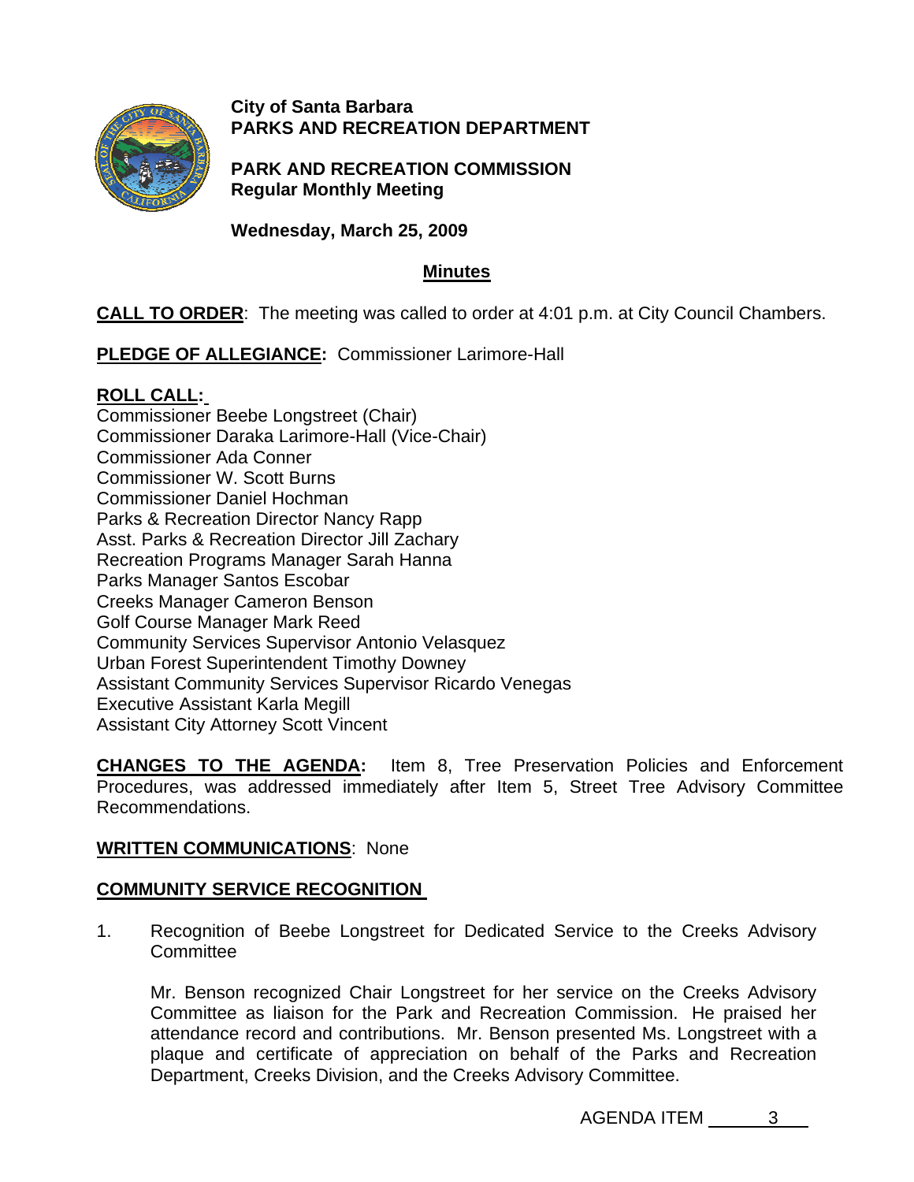**City of Santa Barbara**
**PARKS AND RECREATION DEPARTMENT**

**PARK AND RECREATION COMMISSION**
**Regular Monthly Meeting**

**Wednesday, March 25, 2009**

## Minutes

**CALL TO ORDER**: The meeting was called to order at 4:01 p.m. at City Council Chambers.

**PLEDGE OF ALLEGIANCE:** Commissioner Larimore-Hall

**ROLL CALL:**
Commissioner Beebe Longstreet (Chair)
Commissioner Daraka Larimore-Hall (Vice-Chair)
Commissioner Ada Conner
Commissioner W. Scott Burns
Commissioner Daniel Hochman
Parks & Recreation Director Nancy Rapp
Asst. Parks & Recreation Director Jill Zachary
Recreation Programs Manager Sarah Hanna
Parks Manager Santos Escobar
Creeks Manager Cameron Benson
Golf Course Manager Mark Reed
Community Services Supervisor Antonio Velasquez
Urban Forest Superintendent Timothy Downey
Assistant Community Services Supervisor Ricardo Venegas
Executive Assistant Karla Megill
Assistant City Attorney Scott Vincent

**CHANGES TO THE AGENDA:** Item 8, Tree Preservation Policies and Enforcement Procedures, was addressed immediately after Item 5, Street Tree Advisory Committee Recommendations.

**WRITTEN COMMUNICATIONS**: None

**COMMUNITY SERVICE RECOGNITION**

1. Recognition of Beebe Longstreet for Dedicated Service to the Creeks Advisory Committee

   Mr. Benson recognized Chair Longstreet for her service on the Creeks Advisory Committee as liaison for the Park and Recreation Commission. He praised her attendance record and contributions. Mr. Benson presented Ms. Longstreet with a plaque and certificate of appreciation on behalf of the Parks and Recreation Department, Creeks Division, and the Creeks Advisory Committee.

AGENDA ITEM 3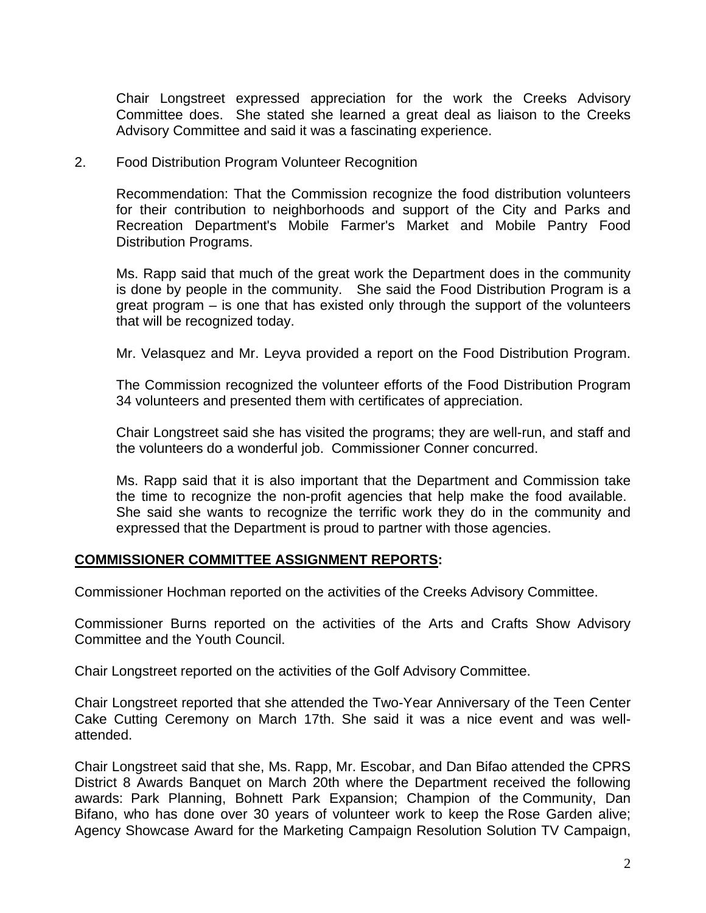Chair Longstreet expressed appreciation for the work the Creeks Advisory Committee does. She stated she learned a great deal as liaison to the Creeks Advisory Committee and said it was a fascinating experience.

2. Food Distribution Program Volunteer Recognition

   Recommendation: That the Commission recognize the food distribution volunteers for their contribution to neighborhoods and support of the City and Parks and Recreation Department's Mobile Farmer's Market and Mobile Pantry Food Distribution Programs.

   Ms. Rapp said that much of the great work the Department does in the community is done by people in the community. She said the Food Distribution Program is a great program – is one that has existed only through the support of the volunteers that will be recognized today.

   Mr. Velasquez and Mr. Leyva provided a report on the Food Distribution Program.

   The Commission recognized the volunteer efforts of the Food Distribution Program 34 volunteers and presented them with certificates of appreciation.

   Chair Longstreet said she has visited the programs; they are well-run, and staff and the volunteers do a wonderful job. Commissioner Conner concurred.

   Ms. Rapp said that it is also important that the Department and Commission take the time to recognize the non-profit agencies that help make the food available. She said she wants to recognize the terrific work they do in the community and expressed that the Department is proud to partner with those agencies.

**COMMISSIONER COMMITTEE ASSIGNMENT REPORTS:**

Commissioner Hochman reported on the activities of the Creeks Advisory Committee.

Commissioner Burns reported on the activities of the Arts and Crafts Show Advisory Committee and the Youth Council.

Chair Longstreet reported on the activities of the Golf Advisory Committee.

Chair Longstreet reported that she attended the Two-Year Anniversary of the Teen Center Cake Cutting Ceremony on March 17th. She said it was a nice event and was well-attended.

Chair Longstreet said that she, Ms. Rapp, Mr. Escobar, and Dan Bifao attended the CPRS District 8 Awards Banquet on March 20th where the Department received the following awards: Park Planning, Bohnett Park Expansion; Champion of the Community, Dan Bifano, who has done over 30 years of volunteer work to keep the Rose Garden alive; Agency Showcase Award for the Marketing Campaign Resolution Solution TV Campaign,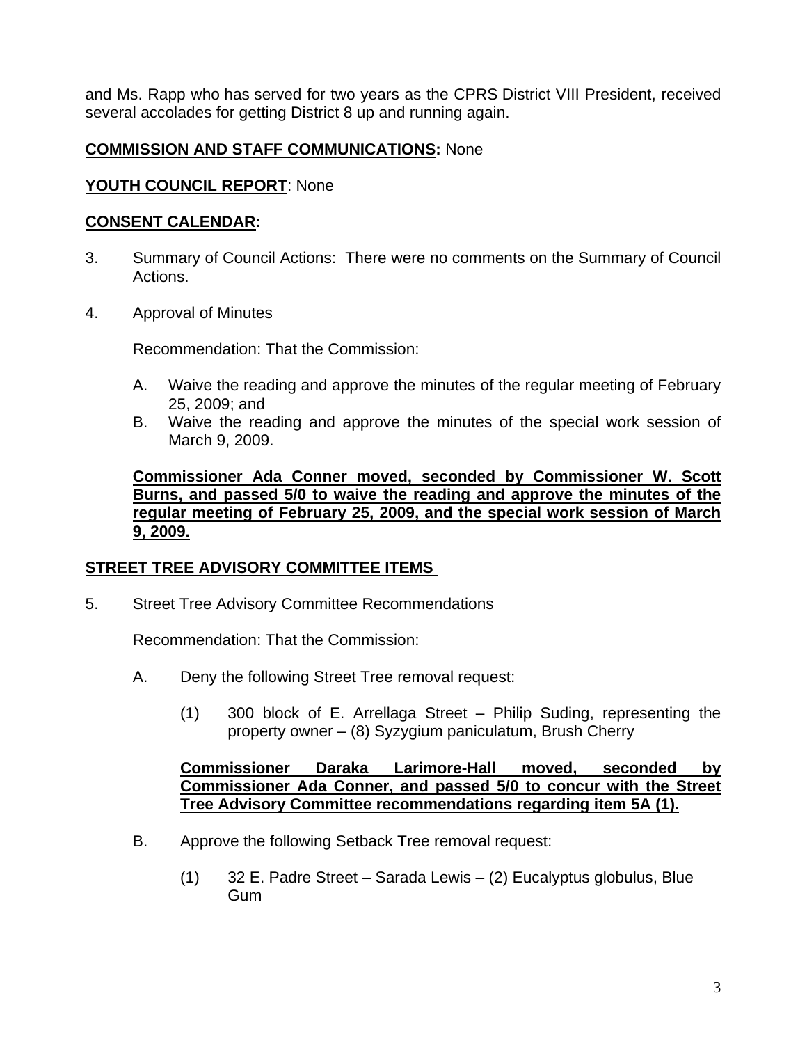and Ms. Rapp who has served for two years as the CPRS District VIII President, received several accolades for getting District 8 up and running again.

**COMMISSION AND STAFF COMMUNICATIONS:** None

**YOUTH COUNCIL REPORT**: None

**CONSENT CALENDAR:**

3. Summary of Council Actions: There were no comments on the Summary of Council Actions.

4. Approval of Minutes

   Recommendation: That the Commission:

   A. Waive the reading and approve the minutes of the regular meeting of February 25, 2009; and
   B. Waive the reading and approve the minutes of the special work session of March 9, 2009.

   **Commissioner Ada Conner moved, seconded by Commissioner W. Scott Burns, and passed 5/0 to waive the reading and approve the minutes of the regular meeting of February 25, 2009, and the special work session of March 9, 2009.**

**STREET TREE ADVISORY COMMITTEE ITEMS**

5. Street Tree Advisory Committee Recommendations

   Recommendation: That the Commission:

   A. Deny the following Street Tree removal request:

      (1) 300 block of E. Arrellaga Street – Philip Suding, representing the property owner – (8) Syzygium paniculatum, Brush Cherry

      **Commissioner Daraka Larimore-Hall moved, seconded by Commissioner Ada Conner, and passed 5/0 to concur with the Street Tree Advisory Committee recommendations regarding item 5A (1).**

   B. Approve the following Setback Tree removal request:

      (1) 32 E. Padre Street – Sarada Lewis – (2) Eucalyptus globulus, Blue Gum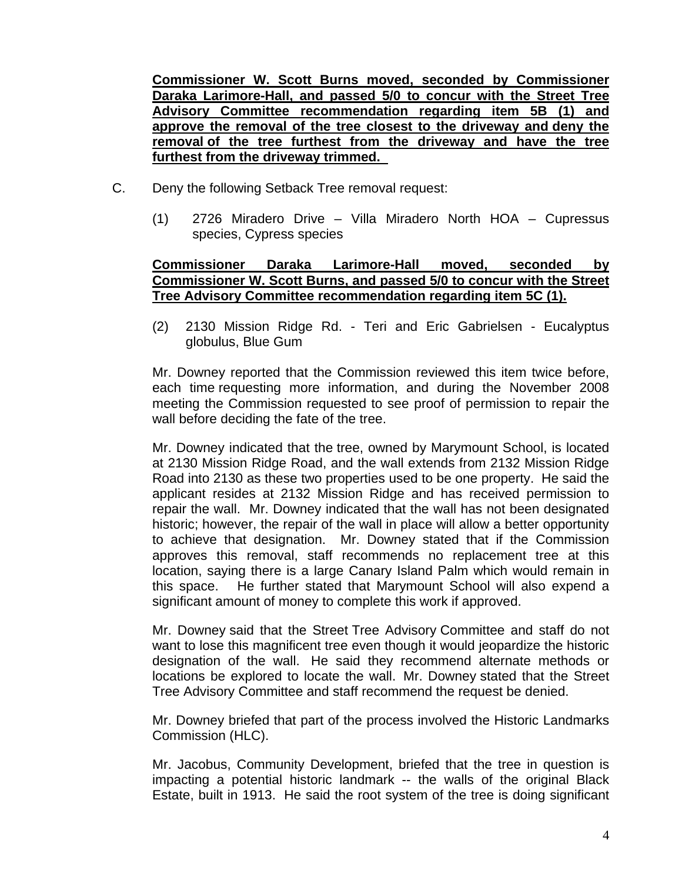**Commissioner W. Scott Burns moved, seconded by Commissioner Daraka Larimore-Hall, and passed 5/0 to concur with the Street Tree Advisory Committee recommendation regarding item 5B (1) and approve the removal of the tree closest to the driveway and deny the removal of the tree furthest from the driveway and have the tree furthest from the driveway trimmed.**

C. Deny the following Setback Tree removal request:

(1) 2726 Miradero Drive – Villa Miradero North HOA – Cupressus species, Cypress species

**Commissioner Daraka Larimore-Hall moved, seconded by Commissioner W. Scott Burns, and passed 5/0 to concur with the Street Tree Advisory Committee recommendation regarding item 5C (1).**

(2) 2130 Mission Ridge Rd. - Teri and Eric Gabrielsen - Eucalyptus globulus, Blue Gum

Mr. Downey reported that the Commission reviewed this item twice before, each time requesting more information, and during the November 2008 meeting the Commission requested to see proof of permission to repair the wall before deciding the fate of the tree.

Mr. Downey indicated that the tree, owned by Marymount School, is located at 2130 Mission Ridge Road, and the wall extends from 2132 Mission Ridge Road into 2130 as these two properties used to be one property. He said the applicant resides at 2132 Mission Ridge and has received permission to repair the wall. Mr. Downey indicated that the wall has not been designated historic; however, the repair of the wall in place will allow a better opportunity to achieve that designation. Mr. Downey stated that if the Commission approves this removal, staff recommends no replacement tree at this location, saying there is a large Canary Island Palm which would remain in this space. He further stated that Marymount School will also expend a significant amount of money to complete this work if approved.

Mr. Downey said that the Street Tree Advisory Committee and staff do not want to lose this magnificent tree even though it would jeopardize the historic designation of the wall. He said they recommend alternate methods or locations be explored to locate the wall. Mr. Downey stated that the Street Tree Advisory Committee and staff recommend the request be denied.

Mr. Downey briefed that part of the process involved the Historic Landmarks Commission (HLC).

Mr. Jacobus, Community Development, briefed that the tree in question is impacting a potential historic landmark -- the walls of the original Black Estate, built in 1913. He said the root system of the tree is doing significant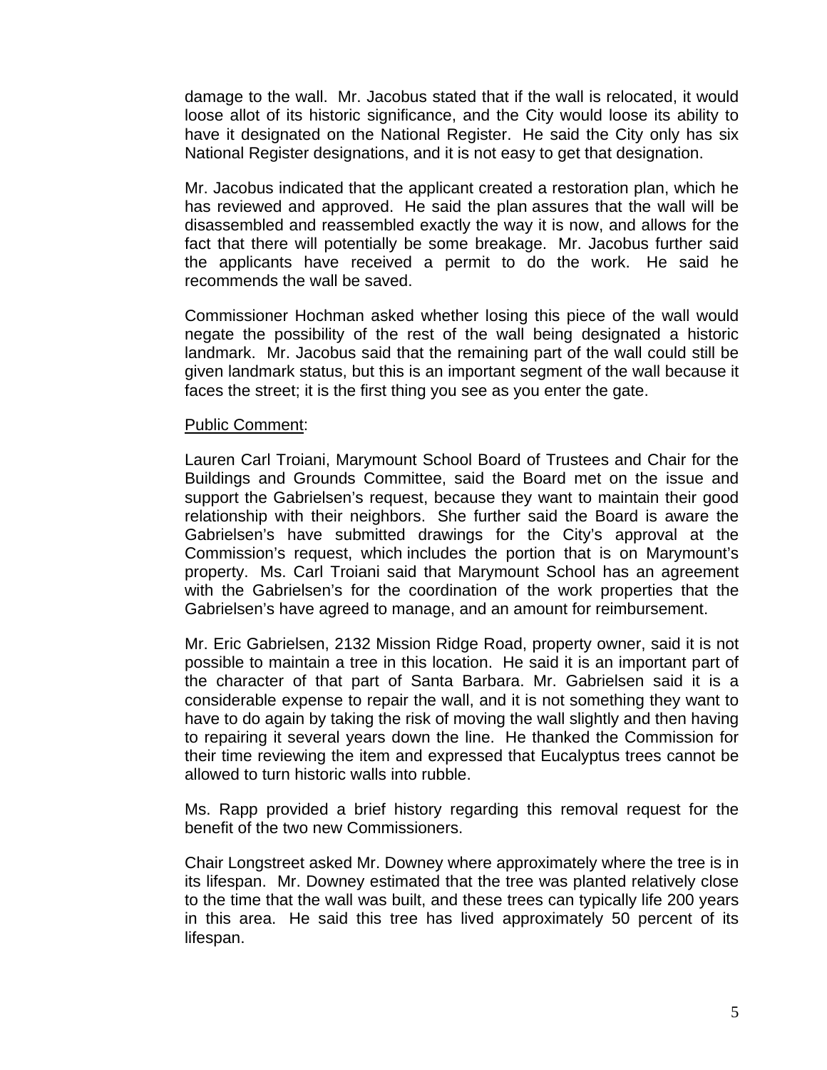damage to the wall. Mr. Jacobus stated that if the wall is relocated, it would loose allot of its historic significance, and the City would loose its ability to have it designated on the National Register. He said the City only has six National Register designations, and it is not easy to get that designation.

Mr. Jacobus indicated that the applicant created a restoration plan, which he has reviewed and approved. He said the plan assures that the wall will be disassembled and reassembled exactly the way it is now, and allows for the fact that there will potentially be some breakage. Mr. Jacobus further said the applicants have received a permit to do the work. He said he recommends the wall be saved.

Commissioner Hochman asked whether losing this piece of the wall would negate the possibility of the rest of the wall being designated a historic landmark. Mr. Jacobus said that the remaining part of the wall could still be given landmark status, but this is an important segment of the wall because it faces the street; it is the first thing you see as you enter the gate.

<u>Public Comment</u>:

Lauren Carl Troiani, Marymount School Board of Trustees and Chair for the Buildings and Grounds Committee, said the Board met on the issue and support the Gabrielsen's request, because they want to maintain their good relationship with their neighbors. She further said the Board is aware the Gabrielsen's have submitted drawings for the City's approval at the Commission's request, which includes the portion that is on Marymount's property. Ms. Carl Troiani said that Marymount School has an agreement with the Gabrielsen's for the coordination of the work properties that the Gabrielsen's have agreed to manage, and an amount for reimbursement.

Mr. Eric Gabrielsen, 2132 Mission Ridge Road, property owner, said it is not possible to maintain a tree in this location. He said it is an important part of the character of that part of Santa Barbara. Mr. Gabrielsen said it is a considerable expense to repair the wall, and it is not something they want to have to do again by taking the risk of moving the wall slightly and then having to repairing it several years down the line. He thanked the Commission for their time reviewing the item and expressed that Eucalyptus trees cannot be allowed to turn historic walls into rubble.

Ms. Rapp provided a brief history regarding this removal request for the benefit of the two new Commissioners.

Chair Longstreet asked Mr. Downey where approximately where the tree is in its lifespan. Mr. Downey estimated that the tree was planted relatively close to the time that the wall was built, and these trees can typically life 200 years in this area. He said this tree has lived approximately 50 percent of its lifespan.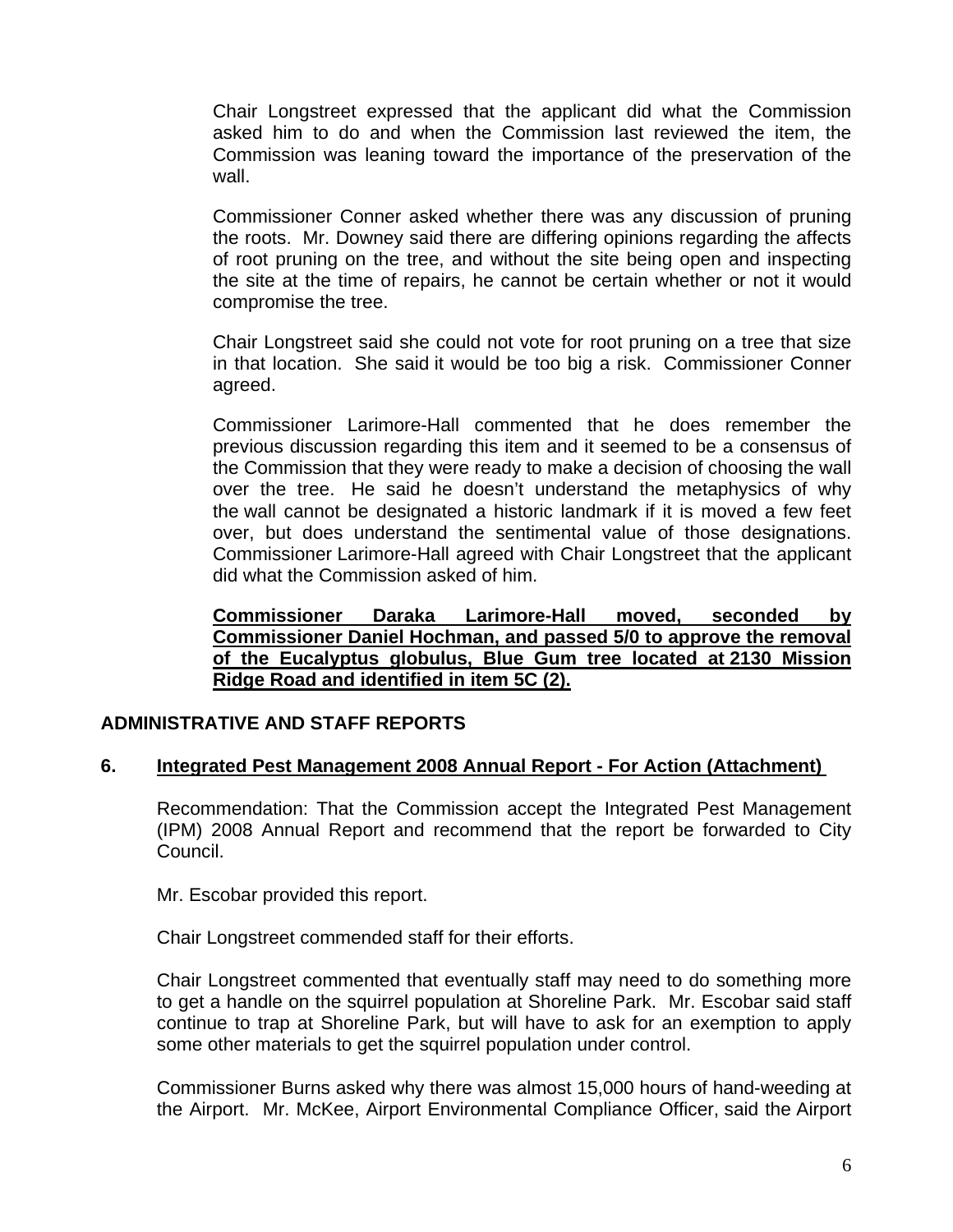Chair Longstreet expressed that the applicant did what the Commission asked him to do and when the Commission last reviewed the item, the Commission was leaning toward the importance of the preservation of the wall.

Commissioner Conner asked whether there was any discussion of pruning the roots. Mr. Downey said there are differing opinions regarding the affects of root pruning on the tree, and without the site being open and inspecting the site at the time of repairs, he cannot be certain whether or not it would compromise the tree.

Chair Longstreet said she could not vote for root pruning on a tree that size in that location. She said it would be too big a risk. Commissioner Conner agreed.

Commissioner Larimore-Hall commented that he does remember the previous discussion regarding this item and it seemed to be a consensus of the Commission that they were ready to make a decision of choosing the wall over the tree. He said he doesn't understand the metaphysics of why the wall cannot be designated a historic landmark if it is moved a few feet over, but does understand the sentimental value of those designations. Commissioner Larimore-Hall agreed with Chair Longstreet that the applicant did what the Commission asked of him.

**Commissioner Daraka Larimore-Hall moved, seconded by Commissioner Daniel Hochman, and passed 5/0 to approve the removal of the Eucalyptus globulus, Blue Gum tree located at 2130 Mission Ridge Road and identified in item 5C (2).**

## ADMINISTRATIVE AND STAFF REPORTS

### 6. Integrated Pest Management 2008 Annual Report - For Action (Attachment)

Recommendation: That the Commission accept the Integrated Pest Management (IPM) 2008 Annual Report and recommend that the report be forwarded to City Council.

Mr. Escobar provided this report.

Chair Longstreet commended staff for their efforts.

Chair Longstreet commented that eventually staff may need to do something more to get a handle on the squirrel population at Shoreline Park. Mr. Escobar said staff continue to trap at Shoreline Park, but will have to ask for an exemption to apply some other materials to get the squirrel population under control.

Commissioner Burns asked why there was almost 15,000 hours of hand-weeding at the Airport. Mr. McKee, Airport Environmental Compliance Officer, said the Airport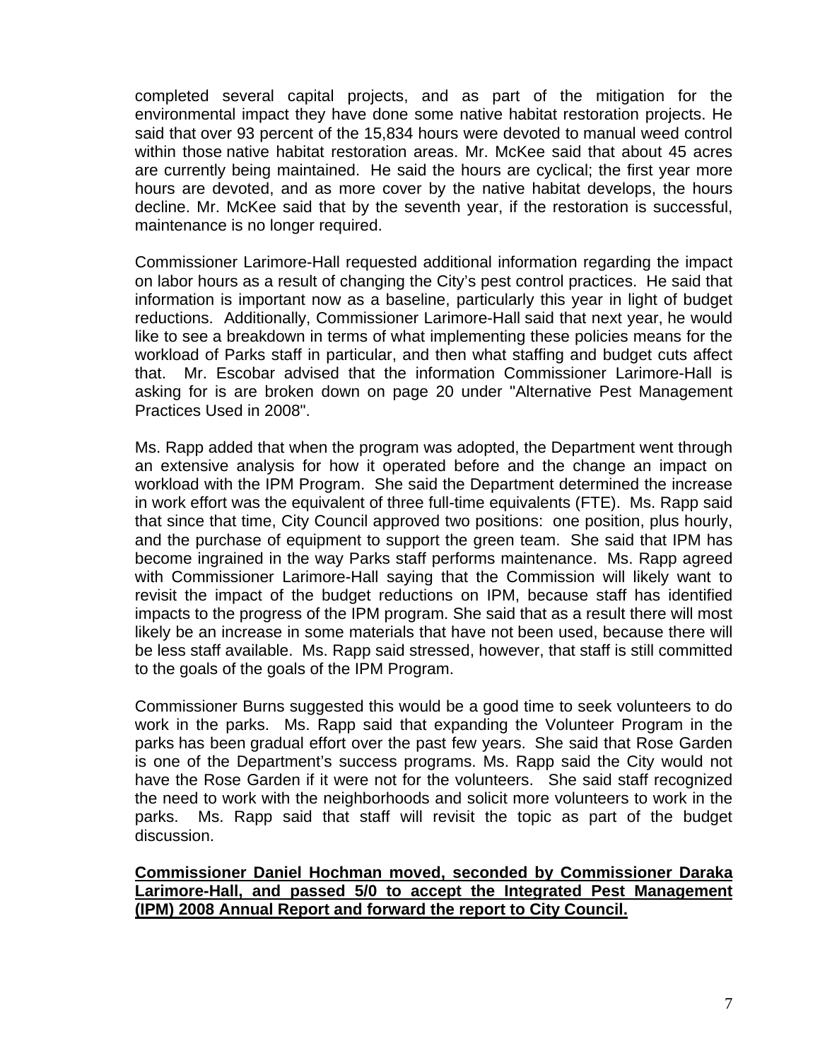completed several capital projects, and as part of the mitigation for the environmental impact they have done some native habitat restoration projects. He said that over 93 percent of the 15,834 hours were devoted to manual weed control within those native habitat restoration areas. Mr. McKee said that about 45 acres are currently being maintained. He said the hours are cyclical; the first year more hours are devoted, and as more cover by the native habitat develops, the hours decline. Mr. McKee said that by the seventh year, if the restoration is successful, maintenance is no longer required.

Commissioner Larimore-Hall requested additional information regarding the impact on labor hours as a result of changing the City's pest control practices. He said that information is important now as a baseline, particularly this year in light of budget reductions. Additionally, Commissioner Larimore-Hall said that next year, he would like to see a breakdown in terms of what implementing these policies means for the workload of Parks staff in particular, and then what staffing and budget cuts affect that. Mr. Escobar advised that the information Commissioner Larimore-Hall is asking for is are broken down on page 20 under "Alternative Pest Management Practices Used in 2008".

Ms. Rapp added that when the program was adopted, the Department went through an extensive analysis for how it operated before and the change an impact on workload with the IPM Program. She said the Department determined the increase in work effort was the equivalent of three full-time equivalents (FTE). Ms. Rapp said that since that time, City Council approved two positions: one position, plus hourly, and the purchase of equipment to support the green team. She said that IPM has become ingrained in the way Parks staff performs maintenance. Ms. Rapp agreed with Commissioner Larimore-Hall saying that the Commission will likely want to revisit the impact of the budget reductions on IPM, because staff has identified impacts to the progress of the IPM program. She said that as a result there will most likely be an increase in some materials that have not been used, because there will be less staff available. Ms. Rapp said stressed, however, that staff is still committed to the goals of the goals of the IPM Program.

Commissioner Burns suggested this would be a good time to seek volunteers to do work in the parks. Ms. Rapp said that expanding the Volunteer Program in the parks has been gradual effort over the past few years. She said that Rose Garden is one of the Department's success programs. Ms. Rapp said the City would not have the Rose Garden if it were not for the volunteers. She said staff recognized the need to work with the neighborhoods and solicit more volunteers to work in the parks. Ms. Rapp said that staff will revisit the topic as part of the budget discussion.

**Commissioner Daniel Hochman moved, seconded by Commissioner Daraka Larimore-Hall, and passed 5/0 to accept the Integrated Pest Management (IPM) 2008 Annual Report and forward the report to City Council.**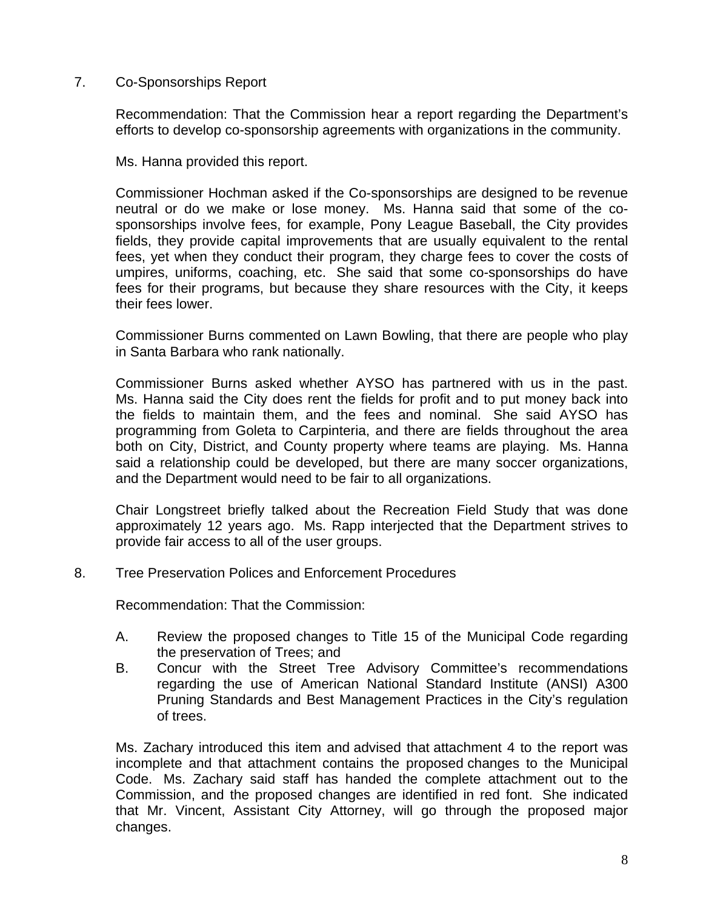7. Co-Sponsorships Report

   Recommendation: That the Commission hear a report regarding the Department's efforts to develop co-sponsorship agreements with organizations in the community.

   Ms. Hanna provided this report.

   Commissioner Hochman asked if the Co-sponsorships are designed to be revenue neutral or do we make or lose money. Ms. Hanna said that some of the co-sponsorships involve fees, for example, Pony League Baseball, the City provides fields, they provide capital improvements that are usually equivalent to the rental fees, yet when they conduct their program, they charge fees to cover the costs of umpires, uniforms, coaching, etc. She said that some co-sponsorships do have fees for their programs, but because they share resources with the City, it keeps their fees lower.

   Commissioner Burns commented on Lawn Bowling, that there are people who play in Santa Barbara who rank nationally.

   Commissioner Burns asked whether AYSO has partnered with us in the past. Ms. Hanna said the City does rent the fields for profit and to put money back into the fields to maintain them, and the fees and nominal. She said AYSO has programming from Goleta to Carpinteria, and there are fields throughout the area both on City, District, and County property where teams are playing. Ms. Hanna said a relationship could be developed, but there are many soccer organizations, and the Department would need to be fair to all organizations.

   Chair Longstreet briefly talked about the Recreation Field Study that was done approximately 12 years ago. Ms. Rapp interjected that the Department strives to provide fair access to all of the user groups.

8. Tree Preservation Polices and Enforcement Procedures

   Recommendation: That the Commission:

   A. Review the proposed changes to Title 15 of the Municipal Code regarding the preservation of Trees; and
   B. Concur with the Street Tree Advisory Committee's recommendations regarding the use of American National Standard Institute (ANSI) A300 Pruning Standards and Best Management Practices in the City's regulation of trees.

   Ms. Zachary introduced this item and advised that attachment 4 to the report was incomplete and that attachment contains the proposed changes to the Municipal Code. Ms. Zachary said staff has handed the complete attachment out to the Commission, and the proposed changes are identified in red font. She indicated that Mr. Vincent, Assistant City Attorney, will go through the proposed major changes.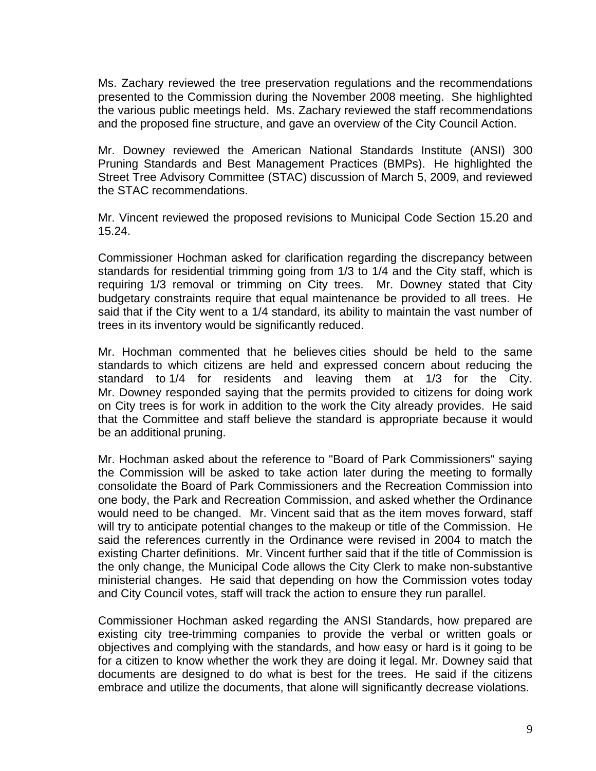Ms. Zachary reviewed the tree preservation regulations and the recommendations presented to the Commission during the November 2008 meeting. She highlighted the various public meetings held. Ms. Zachary reviewed the staff recommendations and the proposed fine structure, and gave an overview of the City Council Action.

Mr. Downey reviewed the American National Standards Institute (ANSI) 300 Pruning Standards and Best Management Practices (BMPs). He highlighted the Street Tree Advisory Committee (STAC) discussion of March 5, 2009, and reviewed the STAC recommendations.

Mr. Vincent reviewed the proposed revisions to Municipal Code Section 15.20 and 15.24.

Commissioner Hochman asked for clarification regarding the discrepancy between standards for residential trimming going from 1/3 to 1/4 and the City staff, which is requiring 1/3 removal or trimming on City trees. Mr. Downey stated that City budgetary constraints require that equal maintenance be provided to all trees. He said that if the City went to a 1/4 standard, its ability to maintain the vast number of trees in its inventory would be significantly reduced.

Mr. Hochman commented that he believes cities should be held to the same standards to which citizens are held and expressed concern about reducing the standard to 1/4 for residents and leaving them at 1/3 for the City. Mr. Downey responded saying that the permits provided to citizens for doing work on City trees is for work in addition to the work the City already provides. He said that the Committee and staff believe the standard is appropriate because it would be an additional pruning.

Mr. Hochman asked about the reference to "Board of Park Commissioners" saying the Commission will be asked to take action later during the meeting to formally consolidate the Board of Park Commissioners and the Recreation Commission into one body, the Park and Recreation Commission, and asked whether the Ordinance would need to be changed. Mr. Vincent said that as the item moves forward, staff will try to anticipate potential changes to the makeup or title of the Commission. He said the references currently in the Ordinance were revised in 2004 to match the existing Charter definitions. Mr. Vincent further said that if the title of Commission is the only change, the Municipal Code allows the City Clerk to make non-substantive ministerial changes. He said that depending on how the Commission votes today and City Council votes, staff will track the action to ensure they run parallel.

Commissioner Hochman asked regarding the ANSI Standards, how prepared are existing city tree-trimming companies to provide the verbal or written goals or objectives and complying with the standards, and how easy or hard is it going to be for a citizen to know whether the work they are doing it legal. Mr. Downey said that documents are designed to do what is best for the trees. He said if the citizens embrace and utilize the documents, that alone will significantly decrease violations.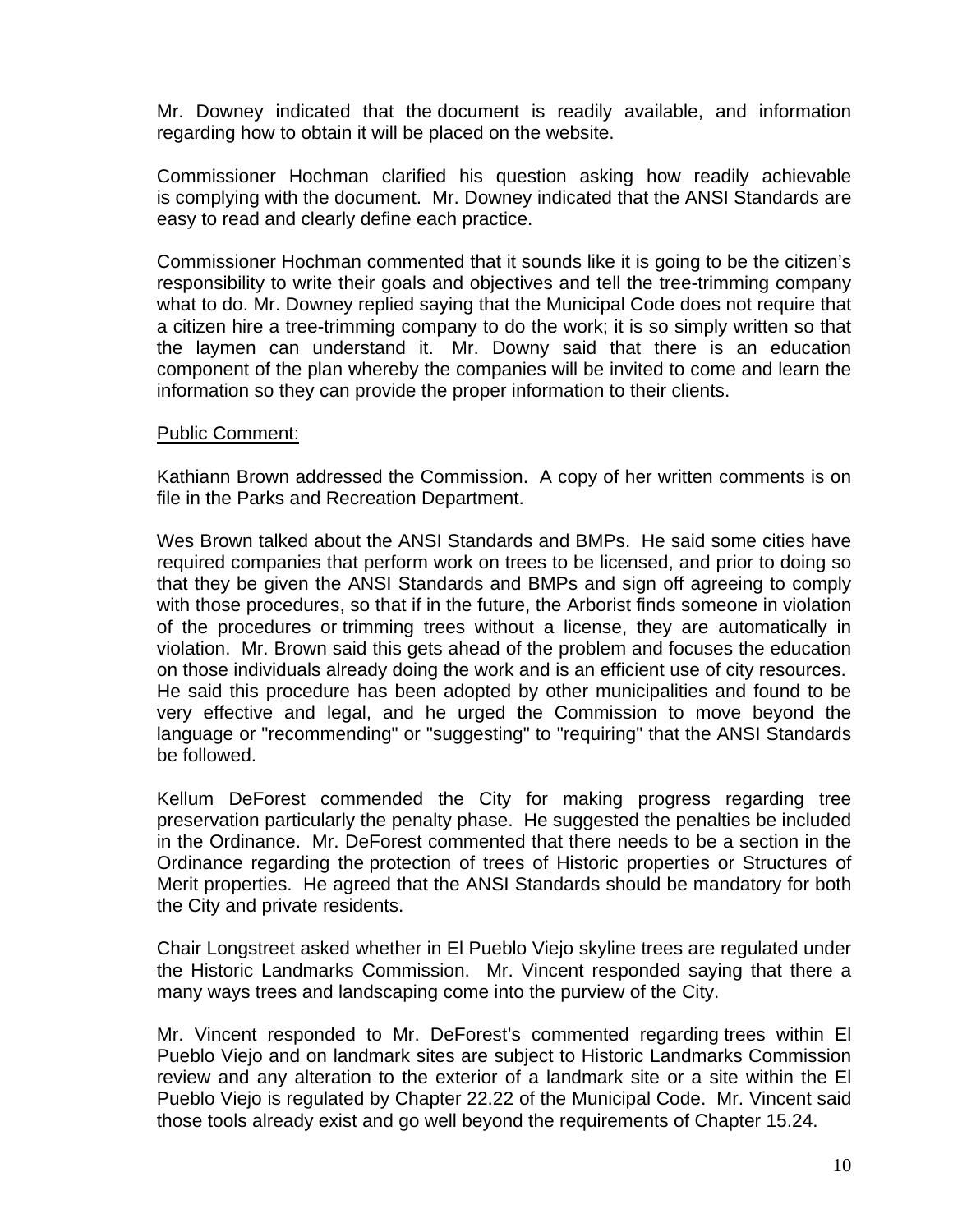Mr. Downey indicated that the document is readily available, and information regarding how to obtain it will be placed on the website.

Commissioner Hochman clarified his question asking how readily achievable is complying with the document. Mr. Downey indicated that the ANSI Standards are easy to read and clearly define each practice.

Commissioner Hochman commented that it sounds like it is going to be the citizen's responsibility to write their goals and objectives and tell the tree-trimming company what to do. Mr. Downey replied saying that the Municipal Code does not require that a citizen hire a tree-trimming company to do the work; it is so simply written so that the laymen can understand it. Mr. Downy said that there is an education component of the plan whereby the companies will be invited to come and learn the information so they can provide the proper information to their clients.

<u>Public Comment:</u>

Kathiann Brown addressed the Commission. A copy of her written comments is on file in the Parks and Recreation Department.

Wes Brown talked about the ANSI Standards and BMPs. He said some cities have required companies that perform work on trees to be licensed, and prior to doing so that they be given the ANSI Standards and BMPs and sign off agreeing to comply with those procedures, so that if in the future, the Arborist finds someone in violation of the procedures or trimming trees without a license, they are automatically in violation. Mr. Brown said this gets ahead of the problem and focuses the education on those individuals already doing the work and is an efficient use of city resources. He said this procedure has been adopted by other municipalities and found to be very effective and legal, and he urged the Commission to move beyond the language or "recommending" or "suggesting" to "requiring" that the ANSI Standards be followed.

Kellum DeForest commended the City for making progress regarding tree preservation particularly the penalty phase. He suggested the penalties be included in the Ordinance. Mr. DeForest commented that there needs to be a section in the Ordinance regarding the protection of trees of Historic properties or Structures of Merit properties. He agreed that the ANSI Standards should be mandatory for both the City and private residents.

Chair Longstreet asked whether in El Pueblo Viejo skyline trees are regulated under the Historic Landmarks Commission. Mr. Vincent responded saying that there a many ways trees and landscaping come into the purview of the City.

Mr. Vincent responded to Mr. DeForest's commented regarding trees within El Pueblo Viejo and on landmark sites are subject to Historic Landmarks Commission review and any alteration to the exterior of a landmark site or a site within the El Pueblo Viejo is regulated by Chapter 22.22 of the Municipal Code. Mr. Vincent said those tools already exist and go well beyond the requirements of Chapter 15.24.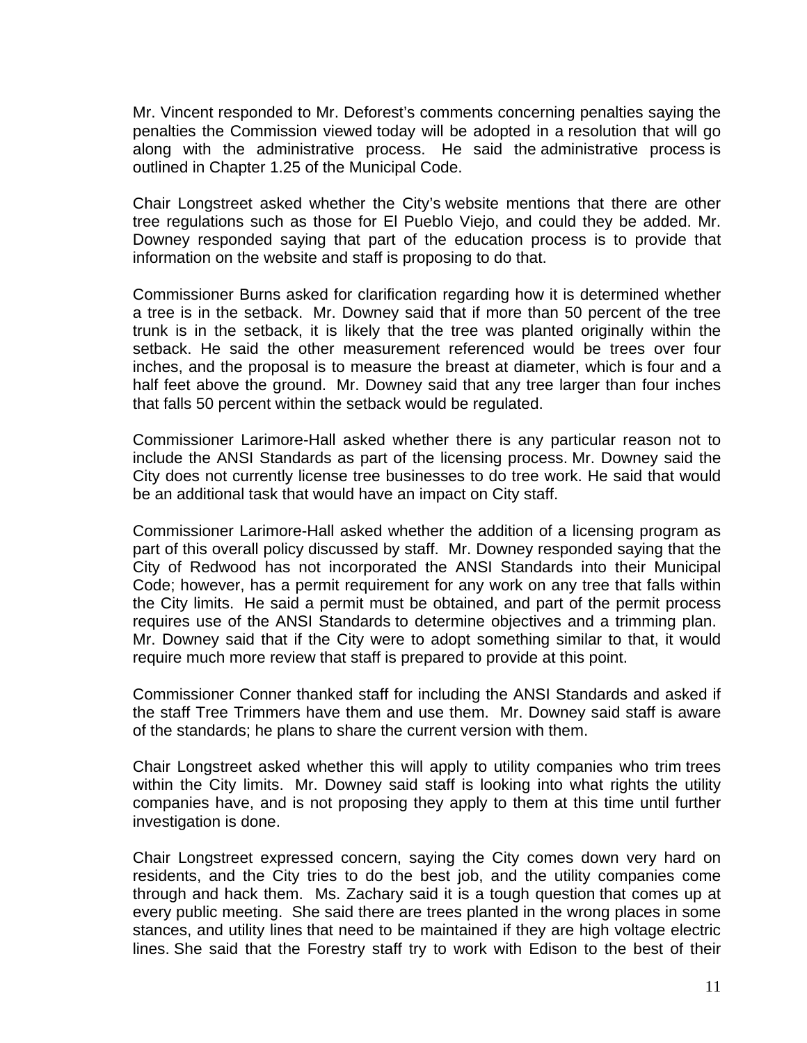Mr. Vincent responded to Mr. Deforest's comments concerning penalties saying the penalties the Commission viewed today will be adopted in a resolution that will go along with the administrative process. He said the administrative process is outlined in Chapter 1.25 of the Municipal Code.

Chair Longstreet asked whether the City's website mentions that there are other tree regulations such as those for El Pueblo Viejo, and could they be added. Mr. Downey responded saying that part of the education process is to provide that information on the website and staff is proposing to do that.

Commissioner Burns asked for clarification regarding how it is determined whether a tree is in the setback. Mr. Downey said that if more than 50 percent of the tree trunk is in the setback, it is likely that the tree was planted originally within the setback. He said the other measurement referenced would be trees over four inches, and the proposal is to measure the breast at diameter, which is four and a half feet above the ground. Mr. Downey said that any tree larger than four inches that falls 50 percent within the setback would be regulated.

Commissioner Larimore-Hall asked whether there is any particular reason not to include the ANSI Standards as part of the licensing process. Mr. Downey said the City does not currently license tree businesses to do tree work. He said that would be an additional task that would have an impact on City staff.

Commissioner Larimore-Hall asked whether the addition of a licensing program as part of this overall policy discussed by staff. Mr. Downey responded saying that the City of Redwood has not incorporated the ANSI Standards into their Municipal Code; however, has a permit requirement for any work on any tree that falls within the City limits. He said a permit must be obtained, and part of the permit process requires use of the ANSI Standards to determine objectives and a trimming plan. Mr. Downey said that if the City were to adopt something similar to that, it would require much more review that staff is prepared to provide at this point.

Commissioner Conner thanked staff for including the ANSI Standards and asked if the staff Tree Trimmers have them and use them. Mr. Downey said staff is aware of the standards; he plans to share the current version with them.

Chair Longstreet asked whether this will apply to utility companies who trim trees within the City limits. Mr. Downey said staff is looking into what rights the utility companies have, and is not proposing they apply to them at this time until further investigation is done.

Chair Longstreet expressed concern, saying the City comes down very hard on residents, and the City tries to do the best job, and the utility companies come through and hack them. Ms. Zachary said it is a tough question that comes up at every public meeting. She said there are trees planted in the wrong places in some stances, and utility lines that need to be maintained if they are high voltage electric lines. She said that the Forestry staff try to work with Edison to the best of their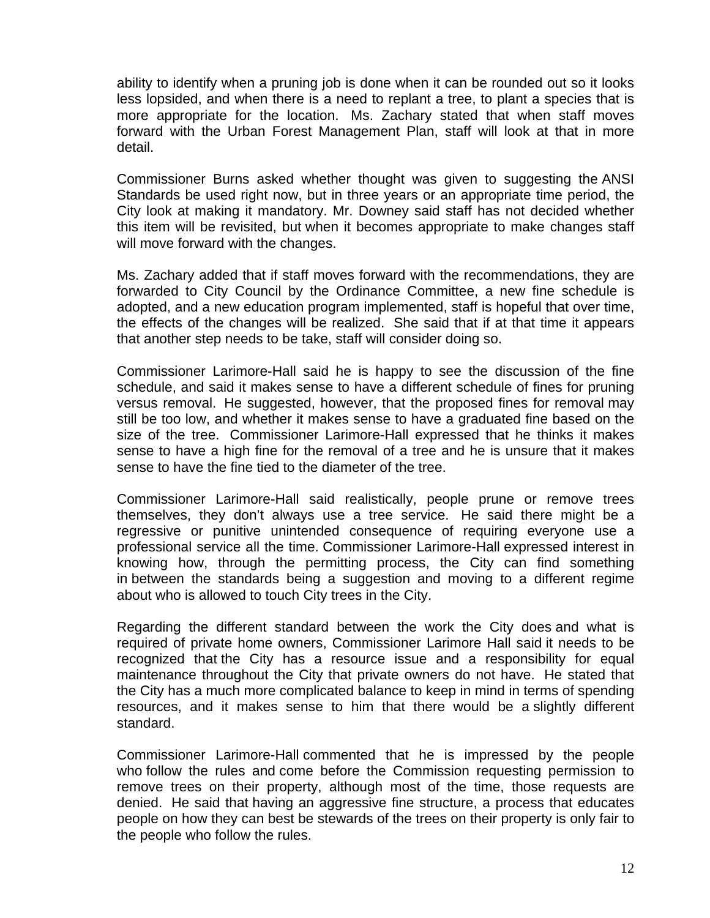ability to identify when a pruning job is done when it can be rounded out so it looks less lopsided, and when there is a need to replant a tree, to plant a species that is more appropriate for the location. Ms. Zachary stated that when staff moves forward with the Urban Forest Management Plan, staff will look at that in more detail.

Commissioner Burns asked whether thought was given to suggesting the ANSI Standards be used right now, but in three years or an appropriate time period, the City look at making it mandatory. Mr. Downey said staff has not decided whether this item will be revisited, but when it becomes appropriate to make changes staff will move forward with the changes.

Ms. Zachary added that if staff moves forward with the recommendations, they are forwarded to City Council by the Ordinance Committee, a new fine schedule is adopted, and a new education program implemented, staff is hopeful that over time, the effects of the changes will be realized. She said that if at that time it appears that another step needs to be take, staff will consider doing so.

Commissioner Larimore-Hall said he is happy to see the discussion of the fine schedule, and said it makes sense to have a different schedule of fines for pruning versus removal. He suggested, however, that the proposed fines for removal may still be too low, and whether it makes sense to have a graduated fine based on the size of the tree. Commissioner Larimore-Hall expressed that he thinks it makes sense to have a high fine for the removal of a tree and he is unsure that it makes sense to have the fine tied to the diameter of the tree.

Commissioner Larimore-Hall said realistically, people prune or remove trees themselves, they don't always use a tree service. He said there might be a regressive or punitive unintended consequence of requiring everyone use a professional service all the time. Commissioner Larimore-Hall expressed interest in knowing how, through the permitting process, the City can find something in between the standards being a suggestion and moving to a different regime about who is allowed to touch City trees in the City.

Regarding the different standard between the work the City does and what is required of private home owners, Commissioner Larimore Hall said it needs to be recognized that the City has a resource issue and a responsibility for equal maintenance throughout the City that private owners do not have. He stated that the City has a much more complicated balance to keep in mind in terms of spending resources, and it makes sense to him that there would be a slightly different standard.

Commissioner Larimore-Hall commented that he is impressed by the people who follow the rules and come before the Commission requesting permission to remove trees on their property, although most of the time, those requests are denied. He said that having an aggressive fine structure, a process that educates people on how they can best be stewards of the trees on their property is only fair to the people who follow the rules.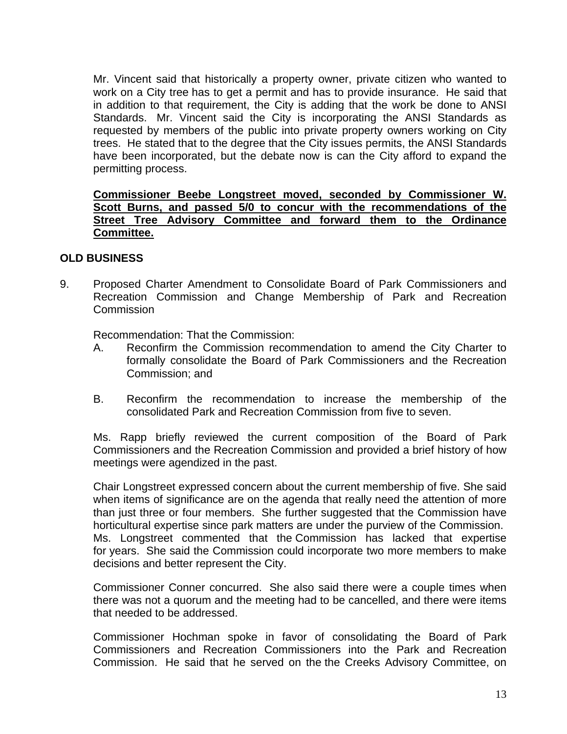Mr. Vincent said that historically a property owner, private citizen who wanted to work on a City tree has to get a permit and has to provide insurance. He said that in addition to that requirement, the City is adding that the work be done to ANSI Standards. Mr. Vincent said the City is incorporating the ANSI Standards as requested by members of the public into private property owners working on City trees. He stated that to the degree that the City issues permits, the ANSI Standards have been incorporated, but the debate now is can the City afford to expand the permitting process.

**Commissioner Beebe Longstreet moved, seconded by Commissioner W. Scott Burns, and passed 5/0 to concur with the recommendations of the Street Tree Advisory Committee and forward them to the Ordinance Committee.**

**OLD BUSINESS**

9. Proposed Charter Amendment to Consolidate Board of Park Commissioners and Recreation Commission and Change Membership of Park and Recreation Commission

   Recommendation: That the Commission:

   A. Reconfirm the Commission recommendation to amend the City Charter to formally consolidate the Board of Park Commissioners and the Recreation Commission; and

   B. Reconfirm the recommendation to increase the membership of the consolidated Park and Recreation Commission from five to seven.

   Ms. Rapp briefly reviewed the current composition of the Board of Park Commissioners and the Recreation Commission and provided a brief history of how meetings were agendized in the past.

   Chair Longstreet expressed concern about the current membership of five. She said when items of significance are on the agenda that really need the attention of more than just three or four members. She further suggested that the Commission have horticultural expertise since park matters are under the purview of the Commission. Ms. Longstreet commented that the Commission has lacked that expertise for years. She said the Commission could incorporate two more members to make decisions and better represent the City.

   Commissioner Conner concurred. She also said there were a couple times when there was not a quorum and the meeting had to be cancelled, and there were items that needed to be addressed.

   Commissioner Hochman spoke in favor of consolidating the Board of Park Commissioners and Recreation Commissioners into the Park and Recreation Commission. He said that he served on the the Creeks Advisory Committee, on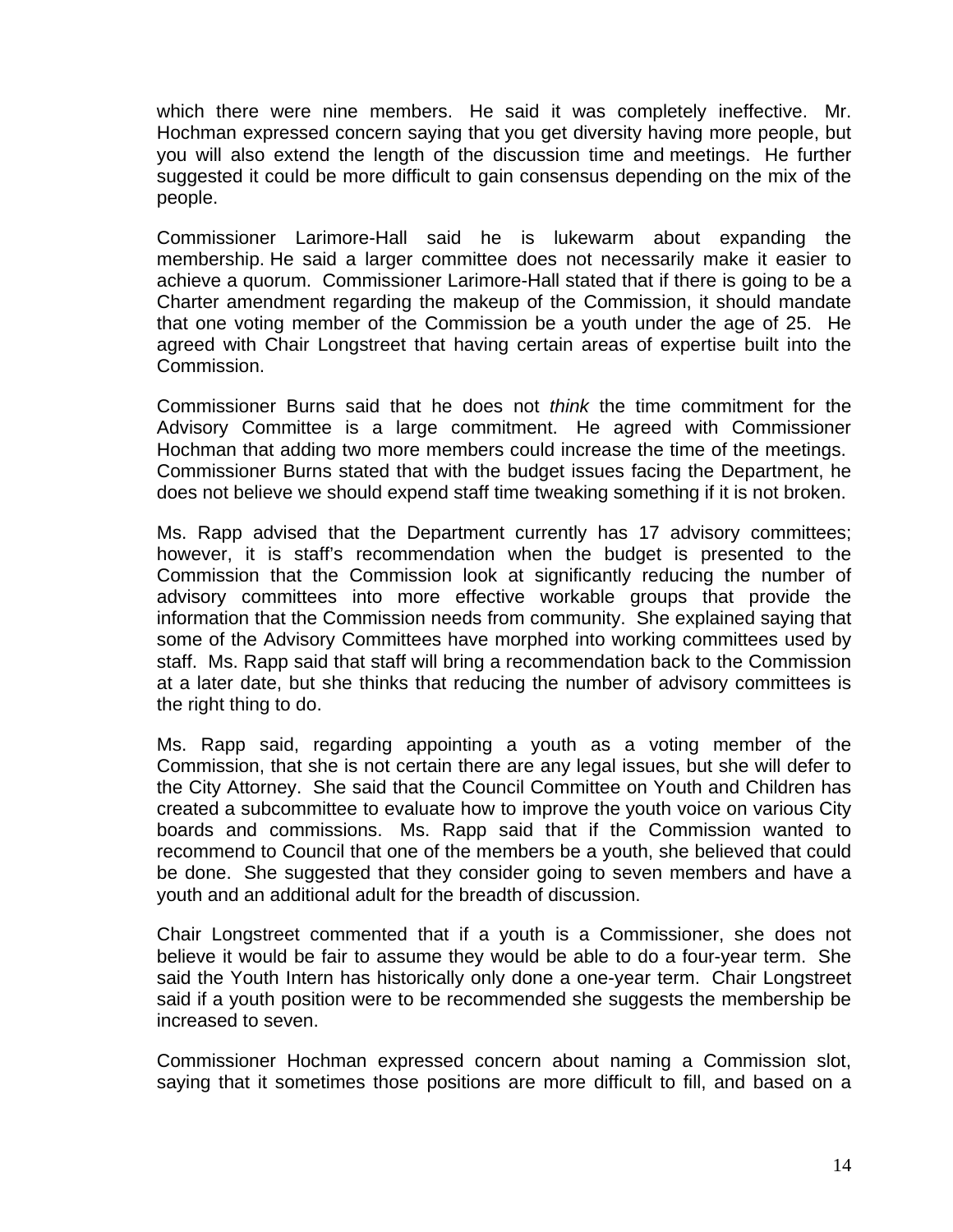which there were nine members. He said it was completely ineffective. Mr. Hochman expressed concern saying that you get diversity having more people, but you will also extend the length of the discussion time and meetings. He further suggested it could be more difficult to gain consensus depending on the mix of the people.

Commissioner Larimore-Hall said he is lukewarm about expanding the membership. He said a larger committee does not necessarily make it easier to achieve a quorum. Commissioner Larimore-Hall stated that if there is going to be a Charter amendment regarding the makeup of the Commission, it should mandate that one voting member of the Commission be a youth under the age of 25. He agreed with Chair Longstreet that having certain areas of expertise built into the Commission.

Commissioner Burns said that he does not *think* the time commitment for the Advisory Committee is a large commitment. He agreed with Commissioner Hochman that adding two more members could increase the time of the meetings. Commissioner Burns stated that with the budget issues facing the Department, he does not believe we should expend staff time tweaking something if it is not broken.

Ms. Rapp advised that the Department currently has 17 advisory committees; however, it is staff's recommendation when the budget is presented to the Commission that the Commission look at significantly reducing the number of advisory committees into more effective workable groups that provide the information that the Commission needs from community. She explained saying that some of the Advisory Committees have morphed into working committees used by staff. Ms. Rapp said that staff will bring a recommendation back to the Commission at a later date, but she thinks that reducing the number of advisory committees is the right thing to do.

Ms. Rapp said, regarding appointing a youth as a voting member of the Commission, that she is not certain there are any legal issues, but she will defer to the City Attorney. She said that the Council Committee on Youth and Children has created a subcommittee to evaluate how to improve the youth voice on various City boards and commissions. Ms. Rapp said that if the Commission wanted to recommend to Council that one of the members be a youth, she believed that could be done. She suggested that they consider going to seven members and have a youth and an additional adult for the breadth of discussion.

Chair Longstreet commented that if a youth is a Commissioner, she does not believe it would be fair to assume they would be able to do a four-year term. She said the Youth Intern has historically only done a one-year term. Chair Longstreet said if a youth position were to be recommended she suggests the membership be increased to seven.

Commissioner Hochman expressed concern about naming a Commission slot, saying that it sometimes those positions are more difficult to fill, and based on a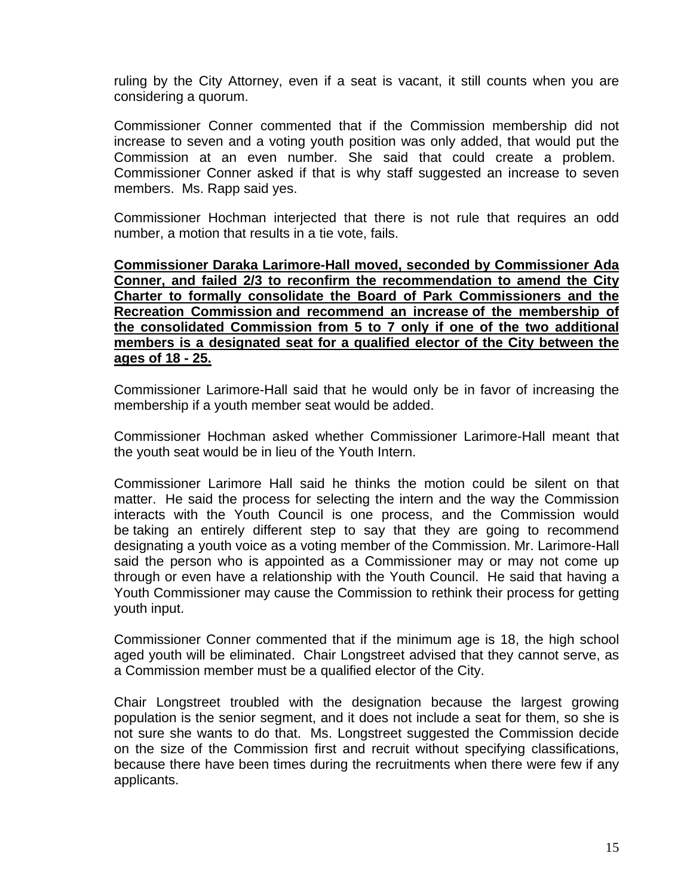ruling by the City Attorney, even if a seat is vacant, it still counts when you are considering a quorum.

Commissioner Conner commented that if the Commission membership did not increase to seven and a voting youth position was only added, that would put the Commission at an even number. She said that could create a problem. Commissioner Conner asked if that is why staff suggested an increase to seven members. Ms. Rapp said yes.

Commissioner Hochman interjected that there is not rule that requires an odd number, a motion that results in a tie vote, fails.

**Commissioner Daraka Larimore-Hall moved, seconded by Commissioner Ada Conner, and failed 2/3 to reconfirm the recommendation to amend the City Charter to formally consolidate the Board of Park Commissioners and the Recreation Commission and recommend an increase of the membership of the consolidated Commission from 5 to 7 only if one of the two additional members is a designated seat for a qualified elector of the City between the ages of 18 - 25.**

Commissioner Larimore-Hall said that he would only be in favor of increasing the membership if a youth member seat would be added.

Commissioner Hochman asked whether Commissioner Larimore-Hall meant that the youth seat would be in lieu of the Youth Intern.

Commissioner Larimore Hall said he thinks the motion could be silent on that matter. He said the process for selecting the intern and the way the Commission interacts with the Youth Council is one process, and the Commission would be taking an entirely different step to say that they are going to recommend designating a youth voice as a voting member of the Commission. Mr. Larimore-Hall said the person who is appointed as a Commissioner may or may not come up through or even have a relationship with the Youth Council. He said that having a Youth Commissioner may cause the Commission to rethink their process for getting youth input.

Commissioner Conner commented that if the minimum age is 18, the high school aged youth will be eliminated. Chair Longstreet advised that they cannot serve, as a Commission member must be a qualified elector of the City.

Chair Longstreet troubled with the designation because the largest growing population is the senior segment, and it does not include a seat for them, so she is not sure she wants to do that. Ms. Longstreet suggested the Commission decide on the size of the Commission first and recruit without specifying classifications, because there have been times during the recruitments when there were few if any applicants.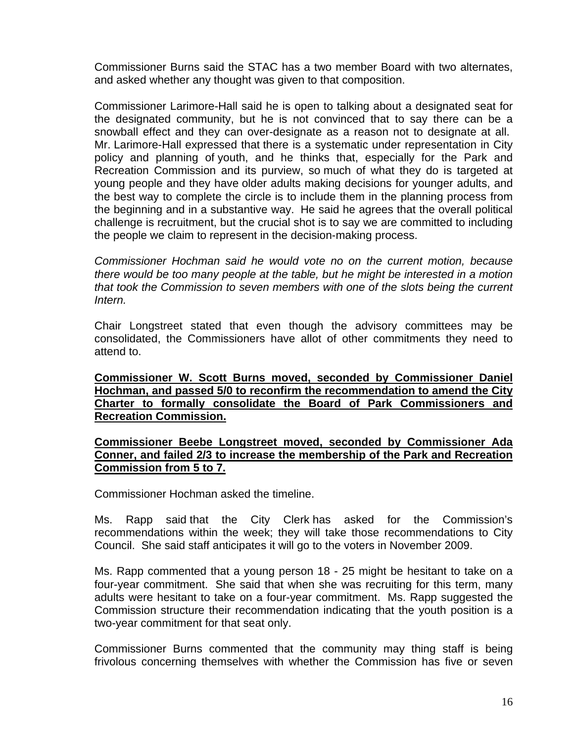Commissioner Burns said the STAC has a two member Board with two alternates, and asked whether any thought was given to that composition.

Commissioner Larimore-Hall said he is open to talking about a designated seat for the designated community, but he is not convinced that to say there can be a snowball effect and they can over-designate as a reason not to designate at all. Mr. Larimore-Hall expressed that there is a systematic under representation in City policy and planning of youth, and he thinks that, especially for the Park and Recreation Commission and its purview, so much of what they do is targeted at young people and they have older adults making decisions for younger adults, and the best way to complete the circle is to include them in the planning process from the beginning and in a substantive way. He said he agrees that the overall political challenge is recruitment, but the crucial shot is to say we are committed to including the people we claim to represent in the decision-making process.

*Commissioner Hochman said he would vote no on the current motion, because there would be too many people at the table, but he might be interested in a motion that took the Commission to seven members with one of the slots being the current Intern.*

Chair Longstreet stated that even though the advisory committees may be consolidated, the Commissioners have allot of other commitments they need to attend to.

**Commissioner W. Scott Burns moved, seconded by Commissioner Daniel Hochman, and passed 5/0 to reconfirm the recommendation to amend the City Charter to formally consolidate the Board of Park Commissioners and Recreation Commission.**

**Commissioner Beebe Longstreet moved, seconded by Commissioner Ada Conner, and failed 2/3 to increase the membership of the Park and Recreation Commission from 5 to 7.**

Commissioner Hochman asked the timeline.

Ms. Rapp said that the City Clerk has asked for the Commission's recommendations within the week; they will take those recommendations to City Council. She said staff anticipates it will go to the voters in November 2009.

Ms. Rapp commented that a young person 18 - 25 might be hesitant to take on a four-year commitment. She said that when she was recruiting for this term, many adults were hesitant to take on a four-year commitment. Ms. Rapp suggested the Commission structure their recommendation indicating that the youth position is a two-year commitment for that seat only.

Commissioner Burns commented that the community may thing staff is being frivolous concerning themselves with whether the Commission has five or seven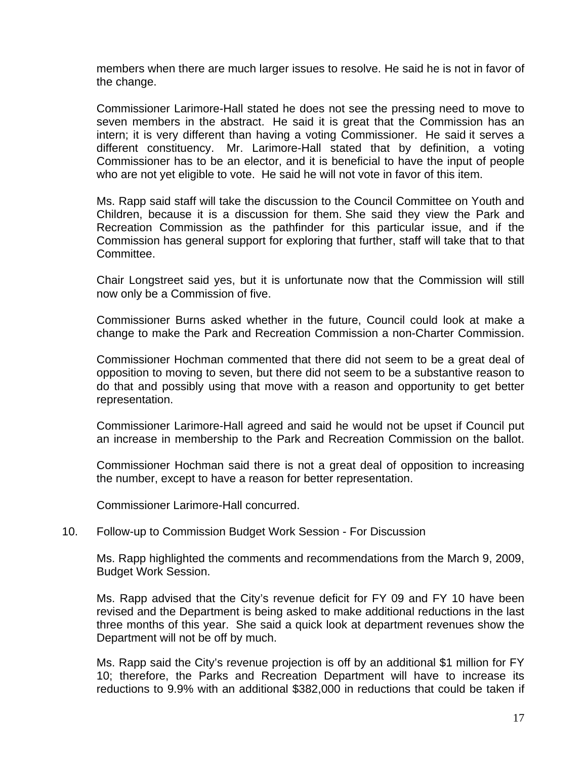members when there are much larger issues to resolve. He said he is not in favor of the change.

Commissioner Larimore-Hall stated he does not see the pressing need to move to seven members in the abstract. He said it is great that the Commission has an intern; it is very different than having a voting Commissioner. He said it serves a different constituency. Mr. Larimore-Hall stated that by definition, a voting Commissioner has to be an elector, and it is beneficial to have the input of people who are not yet eligible to vote. He said he will not vote in favor of this item.

Ms. Rapp said staff will take the discussion to the Council Committee on Youth and Children, because it is a discussion for them. She said they view the Park and Recreation Commission as the pathfinder for this particular issue, and if the Commission has general support for exploring that further, staff will take that to that Committee.

Chair Longstreet said yes, but it is unfortunate now that the Commission will still now only be a Commission of five.

Commissioner Burns asked whether in the future, Council could look at make a change to make the Park and Recreation Commission a non-Charter Commission.

Commissioner Hochman commented that there did not seem to be a great deal of opposition to moving to seven, but there did not seem to be a substantive reason to do that and possibly using that move with a reason and opportunity to get better representation.

Commissioner Larimore-Hall agreed and said he would not be upset if Council put an increase in membership to the Park and Recreation Commission on the ballot.

Commissioner Hochman said there is not a great deal of opposition to increasing the number, except to have a reason for better representation.

Commissioner Larimore-Hall concurred.

10. Follow-up to Commission Budget Work Session - For Discussion

Ms. Rapp highlighted the comments and recommendations from the March 9, 2009, Budget Work Session.

Ms. Rapp advised that the City's revenue deficit for FY 09 and FY 10 have been revised and the Department is being asked to make additional reductions in the last three months of this year. She said a quick look at department revenues show the Department will not be off by much.

Ms. Rapp said the City's revenue projection is off by an additional $1 million for FY 10; therefore, the Parks and Recreation Department will have to increase its reductions to 9.9% with an additional $382,000 in reductions that could be taken if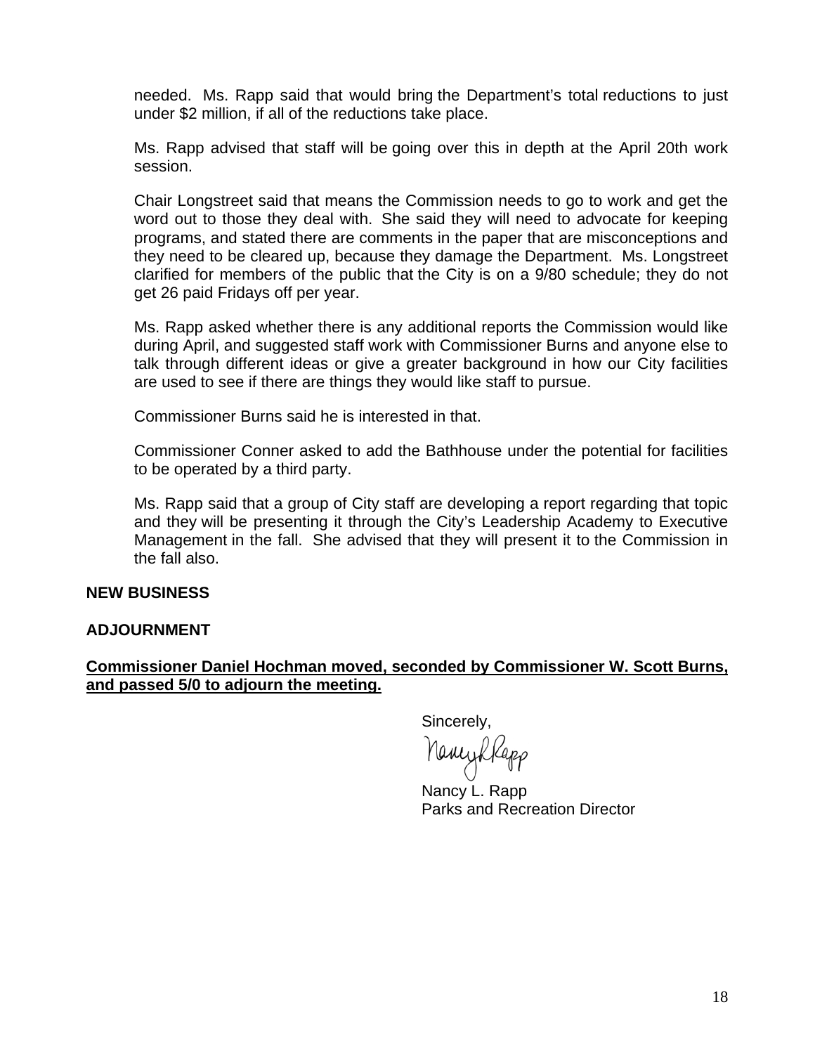needed. Ms. Rapp said that would bring the Department's total reductions to just under $2 million, if all of the reductions take place.

Ms. Rapp advised that staff will be going over this in depth at the April 20th work session.

Chair Longstreet said that means the Commission needs to go to work and get the word out to those they deal with. She said they will need to advocate for keeping programs, and stated there are comments in the paper that are misconceptions and they need to be cleared up, because they damage the Department. Ms. Longstreet clarified for members of the public that the City is on a 9/80 schedule; they do not get 26 paid Fridays off per year.

Ms. Rapp asked whether there is any additional reports the Commission would like during April, and suggested staff work with Commissioner Burns and anyone else to talk through different ideas or give a greater background in how our City facilities are used to see if there are things they would like staff to pursue.

Commissioner Burns said he is interested in that.

Commissioner Conner asked to add the Bathhouse under the potential for facilities to be operated by a third party.

Ms. Rapp said that a group of City staff are developing a report regarding that topic and they will be presenting it through the City's Leadership Academy to Executive Management in the fall. She advised that they will present it to the Commission in the fall also.

**NEW BUSINESS**

**ADJOURNMENT**

**Commissioner Daniel Hochman moved, seconded by Commissioner W. Scott Burns, and passed 5/0 to adjourn the meeting.**

Sincerely,

Nancy L. Rapp
Parks and Recreation Director